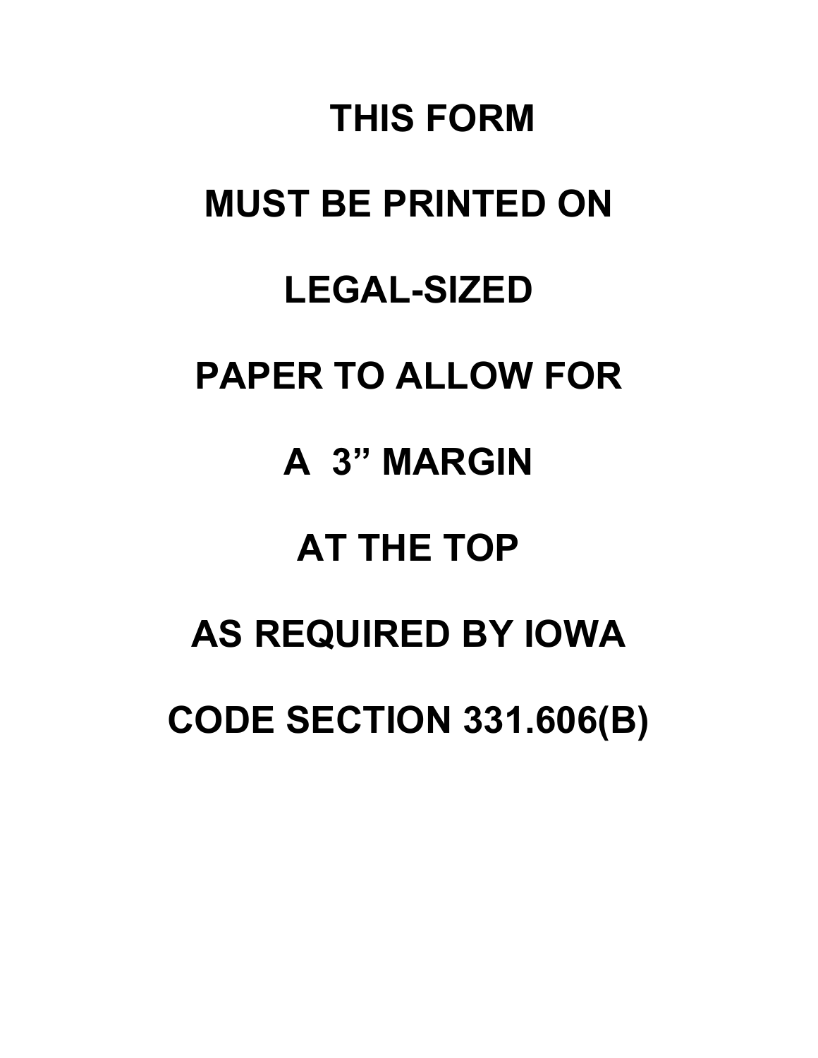# THIS FORM

# MUST BE PRINTED ON

# LEGAL-SIZED

# PAPER TO ALLOW FOR

# A 3” MARGIN

# AT THE TOP

# AS REQUIRED BY IOWA

# CODE SECTION 331.606(B)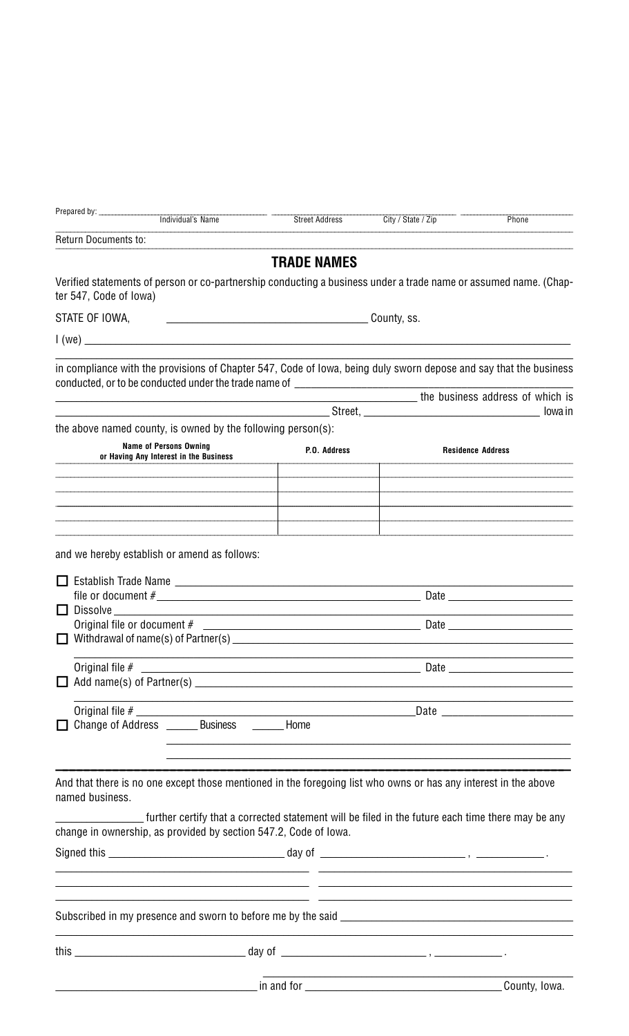Prepared by: ______________________ ______________________ ______________________ ______________________
Individual's Name | Street Address | City / State / Zip | Phone

Return Documents to:

## TRADE NAMES

Verified statements of person or co-partnership conducting a business under a trade name or assumed name. (Chapter 547, Code of Iowa)

STATE OF IOWA, ______________________ County, ss.

I (we) ______________________________________________________________________

in compliance with the provisions of Chapter 547, Code of Iowa, being duly sworn depose and say that the business conducted, or to be conducted under the trade name of ______________________

______________________ the business address of which is

______________________ Street, ______________________ Iowa in

the above named county, is owned by the following person(s):

| Name of Persons Owning or Having Any Interest in the Business | P.O. Address | Residence Address |
|---|---|---|
| | | |
| | | |
| | | |
| | | |

and we hereby establish or amend as follows:

☐ Establish Trade Name ______________________

file or document # ______________________ Date ______________________

☐ Dissolve ______________________

Original file or document # ______________________ Date ______________________

☐ Withdrawal of name(s) of Partner(s) ______________________

Original file # ______________________ Date ______________________

☐ Add name(s) of Partner(s) ______________________

Original file # ______________________ Date ______________________

☐ Change of Address ______ Business ______ Home

And that there is no one except those mentioned in the foregoing list who owns or has any interest in the above named business.

______________ further certify that a corrected statement will be filed in the future each time there may be any change in ownership, as provided by section 547.2, Code of Iowa.

Signed this ______________________ day of ______________________ , ____________.

Subscribed in my presence and sworn to before me by the said ______________________

this ______________________ day of ______________________ , ____________.

______________________ in and for ______________________ County, Iowa.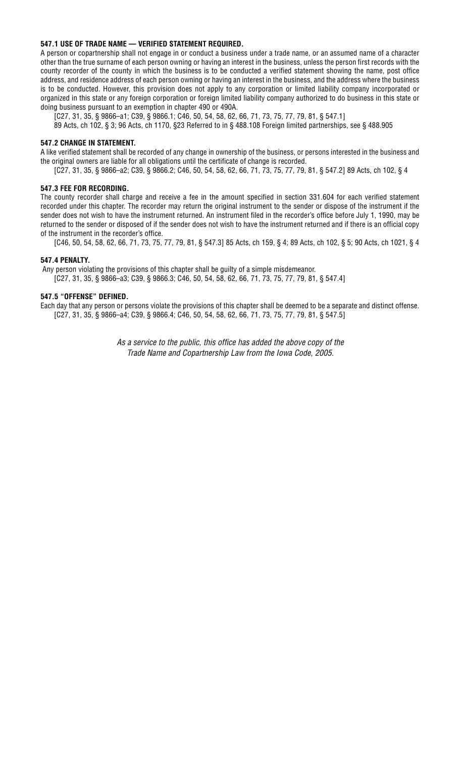### 547.1 USE OF TRADE NAME — VERIFIED STATEMENT REQUIRED.

A person or copartnership shall not engage in or conduct a business under a trade name, or an assumed name of a character other than the true surname of each person owning or having an interest in the business, unless the person first records with the county recorder of the county in which the business is to be conducted a verified statement showing the name, post office address, and residence address of each person owning or having an interest in the business, and the address where the business is to be conducted. However, this provision does not apply to any corporation or limited liability company incorporated or organized in this state or any foreign corporation or foreign limited liability company authorized to do business in this state or doing business pursuant to an exemption in chapter 490 or 490A.

[C27, 31, 35, § 9866–a1; C39, § 9866.1; C46, 50, 54, 58, 62, 66, 71, 73, 75, 77, 79, 81, § 547.1]

89 Acts, ch 102, § 3; 96 Acts, ch 1170, §23 Referred to in § 488.108 Foreign limited partnerships, see § 488.905

### 547.2 CHANGE IN STATEMENT.

A like verified statement shall be recorded of any change in ownership of the business, or persons interested in the business and the original owners are liable for all obligations until the certificate of change is recorded.

[C27, 31, 35, § 9866–a2; C39, § 9866.2; C46, 50, 54, 58, 62, 66, 71, 73, 75, 77, 79, 81, § 547.2] 89 Acts, ch 102, § 4

### 547.3 FEE FOR RECORDING.

The county recorder shall charge and receive a fee in the amount specified in section 331.604 for each verified statement recorded under this chapter. The recorder may return the original instrument to the sender or dispose of the instrument if the sender does not wish to have the instrument returned. An instrument filed in the recorder's office before July 1, 1990, may be returned to the sender or disposed of if the sender does not wish to have the instrument returned and if there is an official copy of the instrument in the recorder's office.

[C46, 50, 54, 58, 62, 66, 71, 73, 75, 77, 79, 81, § 547.3] 85 Acts, ch 159, § 4; 89 Acts, ch 102, § 5; 90 Acts, ch 1021, § 4

### 547.4 PENALTY.

Any person violating the provisions of this chapter shall be guilty of a simple misdemeanor.

[C27, 31, 35, § 9866–a3; C39, § 9866.3; C46, 50, 54, 58, 62, 66, 71, 73, 75, 77, 79, 81, § 547.4]

### 547.5 "OFFENSE" DEFINED.

Each day that any person or persons violate the provisions of this chapter shall be deemed to be a separate and distinct offense.

[C27, 31, 35, § 9866–a4; C39, § 9866.4; C46, 50, 54, 58, 62, 66, 71, 73, 75, 77, 79, 81, § 547.5]

*As a service to the public, this office has added the above copy of the Trade Name and Copartnership Law from the Iowa Code, 2005.*